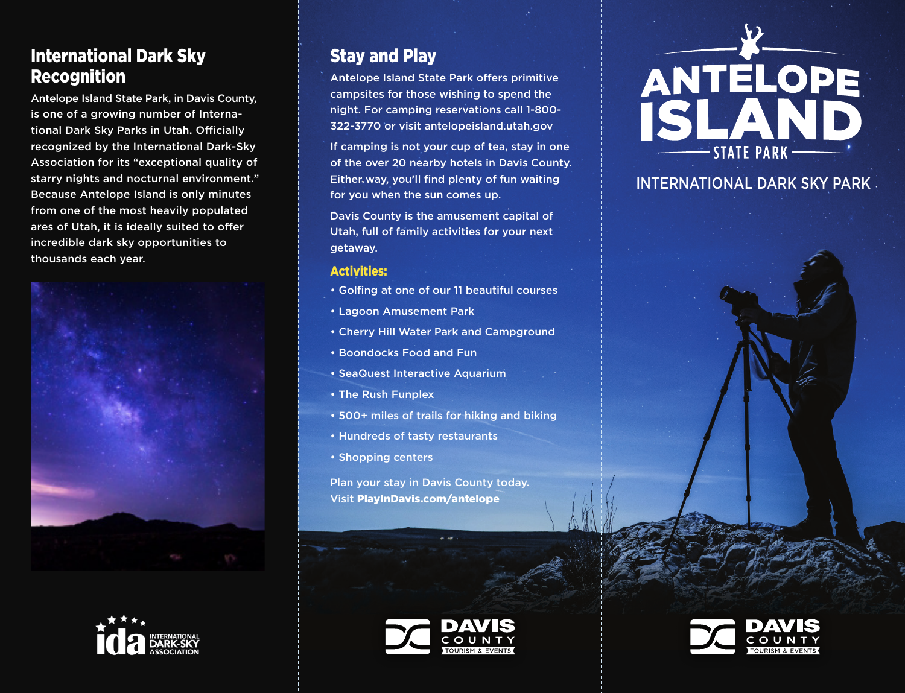## International Dark Sky Recognition

Antelope Island State Park, in Davis County, is one of a growing number of International Dark Sky Parks in Utah. Officially recognized by the International Dark-Sky Association for its “exceptional quality of starry nights and nocturnal environment.” Because Antelope Island is only minutes from one of the most heavily populated ares of Utah, it is ideally suited to offer incredible dark sky opportunities to thousands each year.

INTERNATIONAL DARK-SKY ASSOCIATION

## Stay and Play

Antelope Island State Park offers primitive campsites for those wishing to spend the night. For camping reservations call 1-800-322-3770 or visit antelopeisland.utah.gov

If camping is not your cup of tea, stay in one of the over 20 nearby hotels in Davis County. Either way, you’ll find plenty of fun waiting for you when the sun comes up.

Davis County is the amusement capital of Utah, full of family activities for your next getaway.

### Activities:

- Golfing at one of our 11 beautiful courses
- Lagoon Amusement Park
- Cherry Hill Water Park and Campground
- Boondocks Food and Fun
- SeaQuest Interactive Aquarium
- The Rush Funplex
- 500+ miles of trails for hiking and biking
- Hundreds of tasty restaurants
- Shopping centers

Plan your stay in Davis County today.
Visit **PlayInDavis.com/antelope**

DAVIS COUNTY TOURISM & EVENTS

# ANTELOPE ISLAND STATE PARK

INTERNATIONAL DARK SKY PARK

DAVIS COUNTY TOURISM & EVENTS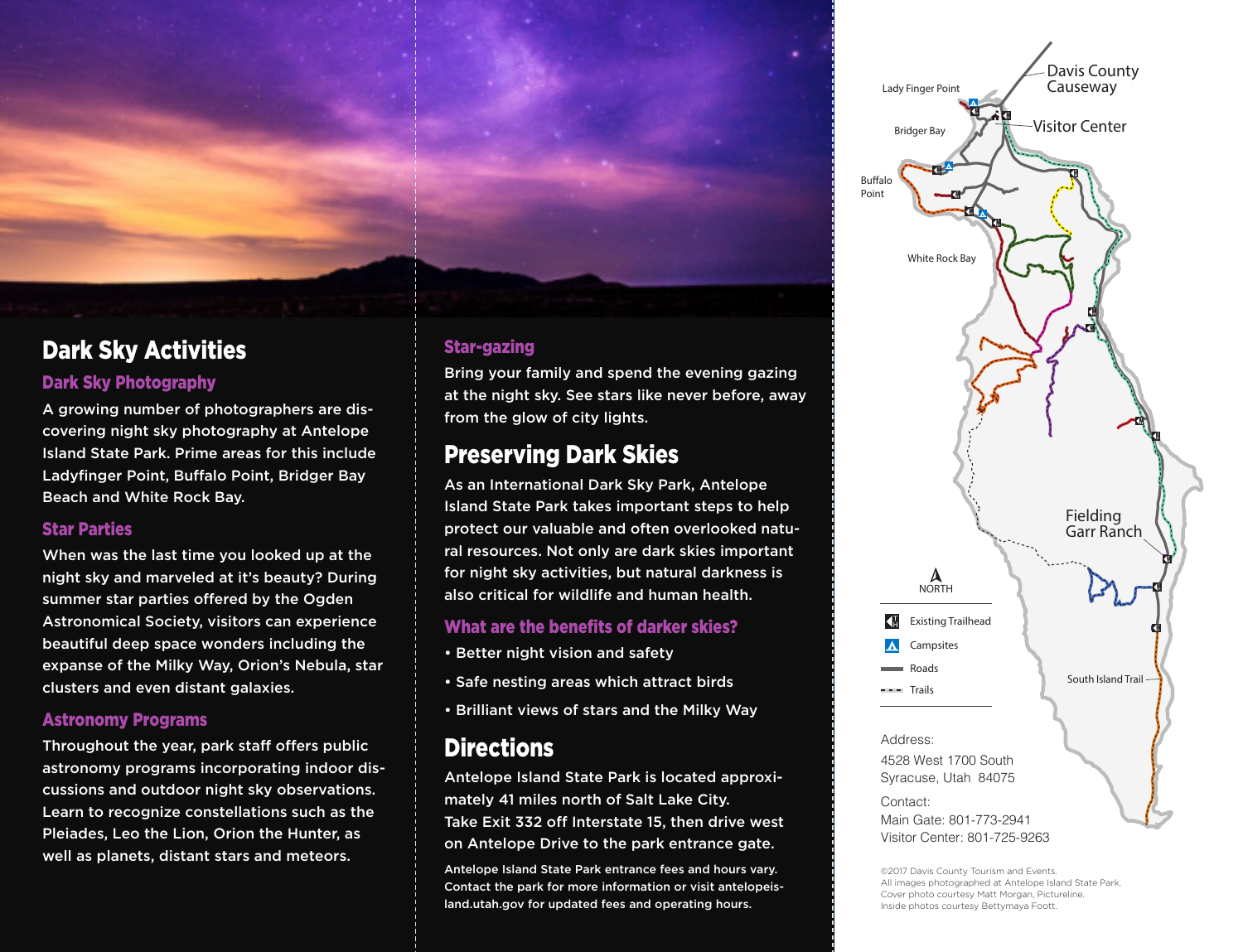## Dark Sky Activities

### Dark Sky Photography

A growing number of photographers are discovering night sky photography at Antelope Island State Park. Prime areas for this include Ladyfinger Point, Buffalo Point, Bridger Bay Beach and White Rock Bay.

### Star Parties

When was the last time you looked up at the night sky and marveled at it's beauty? During summer star parties offered by the Ogden Astronomical Society, visitors can experience beautiful deep space wonders including the expanse of the Milky Way, Orion's Nebula, star clusters and even distant galaxies.

### Astronomy Programs

Throughout the year, park staff offers public astronomy programs incorporating indoor discussions and outdoor night sky observations. Learn to recognize constellations such as the Pleiades, Leo the Lion, Orion the Hunter, as well as planets, distant stars and meteors.

### Star-gazing

Bring your family and spend the evening gazing at the night sky. See stars like never before, away from the glow of city lights.

## Preserving Dark Skies

As an International Dark Sky Park, Antelope Island State Park takes important steps to help protect our valuable and often overlooked natural resources. Not only are dark skies important for night sky activities, but natural darkness is also critical for wildlife and human health.

### What are the benefits of darker skies?

- Better night vision and safety
- Safe nesting areas which attract birds
- Brilliant views of stars and the Milky Way

## Directions

Antelope Island State Park is located approximately 41 miles north of Salt Lake City. Take Exit 332 off Interstate 15, then drive west on Antelope Drive to the park entrance gate.

Antelope Island State Park entrance fees and hours vary. Contact the park for more information or visit antelopeisland.utah.gov for updated fees and operating hours.

Davis County Causeway

Lady Finger Point

Bridger Bay

Visitor Center

Buffalo Point

White Rock Bay

Fielding Garr Ranch

South Island Trail

NORTH

Existing Trailhead

Campsites

Roads

Trails

Address:
4528 West 1700 South
Syracuse, Utah 84075

Contact:
Main Gate: 801-773-2941
Visitor Center: 801-725-9263

©2017 Davis County Tourism and Events.
All images photographed at Antelope Island State Park.
Cover photo courtesy Matt Morgan, Pictureline.
Inside photos courtesy Bettymaya Foott.